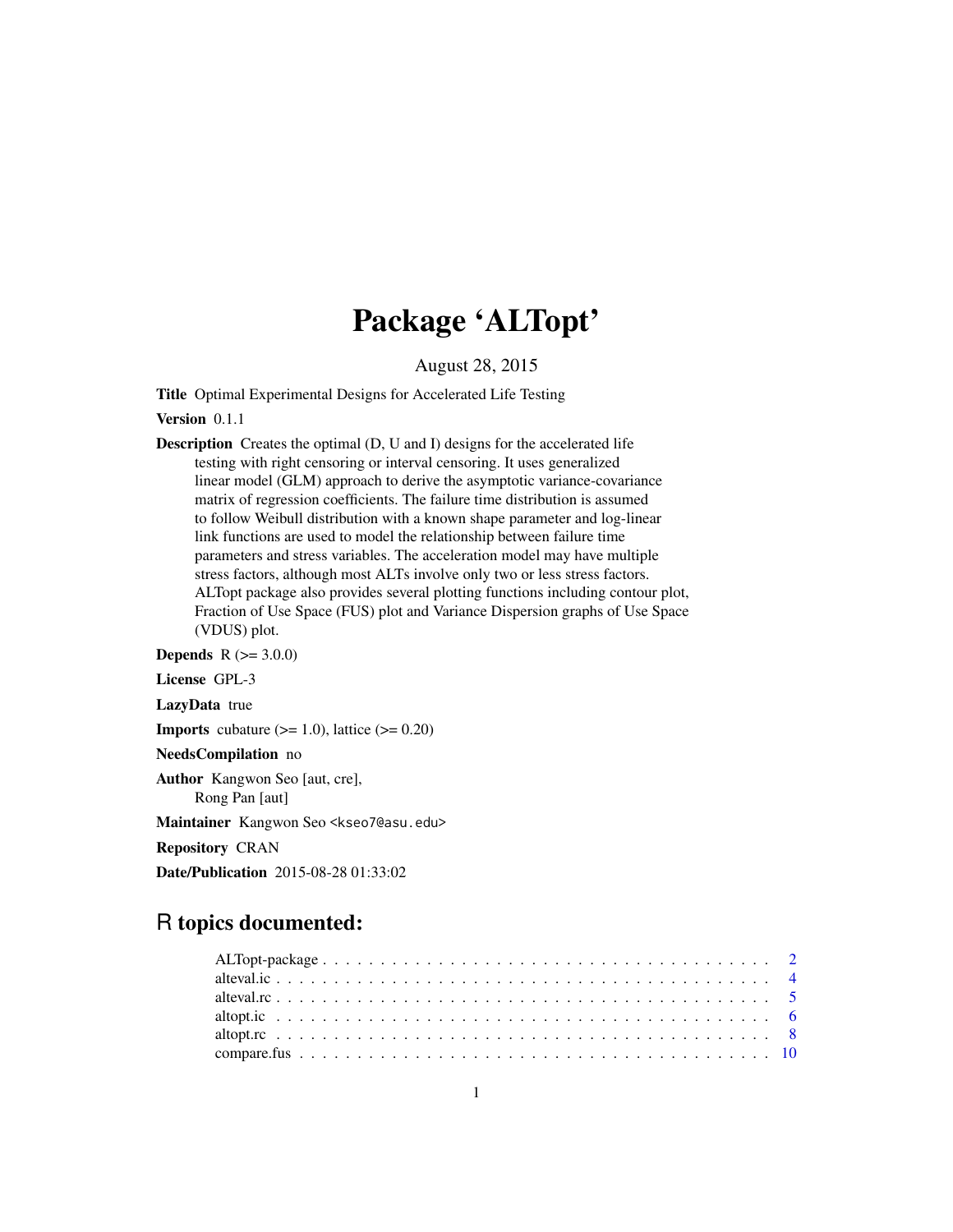# Package 'ALTopt'

August 28, 2015

**Title** Optimal Experimental Designs for Accelerated Life Testing

**Version** 0.1.1

**Description** Creates the optimal (D, U and I) designs for the accelerated life testing with right censoring or interval censoring. It uses generalized linear model (GLM) approach to derive the asymptotic variance-covariance matrix of regression coefficients. The failure time distribution is assumed to follow Weibull distribution with a known shape parameter and log-linear link functions are used to model the relationship between failure time parameters and stress variables. The acceleration model may have multiple stress factors, although most ALTs involve only two or less stress factors. ALTopt package also provides several plotting functions including contour plot, Fraction of Use Space (FUS) plot and Variance Dispersion graphs of Use Space (VDUS) plot.

**Depends** R (>= 3.0.0)

**License** GPL-3

**LazyData** true

**Imports** cubature (>= 1.0), lattice (>= 0.20)

**NeedsCompilation** no

**Author** Kangwon Seo [aut, cre], Rong Pan [aut]

**Maintainer** Kangwon Seo <kseo7@asu.edu>

**Repository** CRAN

**Date/Publication** 2015-08-28 01:33:02

## R topics documented:

- ALTopt-package . . . . . . . . . . . . . . . . . . . . . . . . . . . . . . . . . . . . . 2
- alteval.ic . . . . . . . . . . . . . . . . . . . . . . . . . . . . . . . . . . . . . . . . 4
- alteval.rc . . . . . . . . . . . . . . . . . . . . . . . . . . . . . . . . . . . . . . . . 5
- altopt.ic . . . . . . . . . . . . . . . . . . . . . . . . . . . . . . . . . . . . . . . . 6
- altopt.rc . . . . . . . . . . . . . . . . . . . . . . . . . . . . . . . . . . . . . . . . 8
- compare.fus . . . . . . . . . . . . . . . . . . . . . . . . . . . . . . . . . . . . . . 10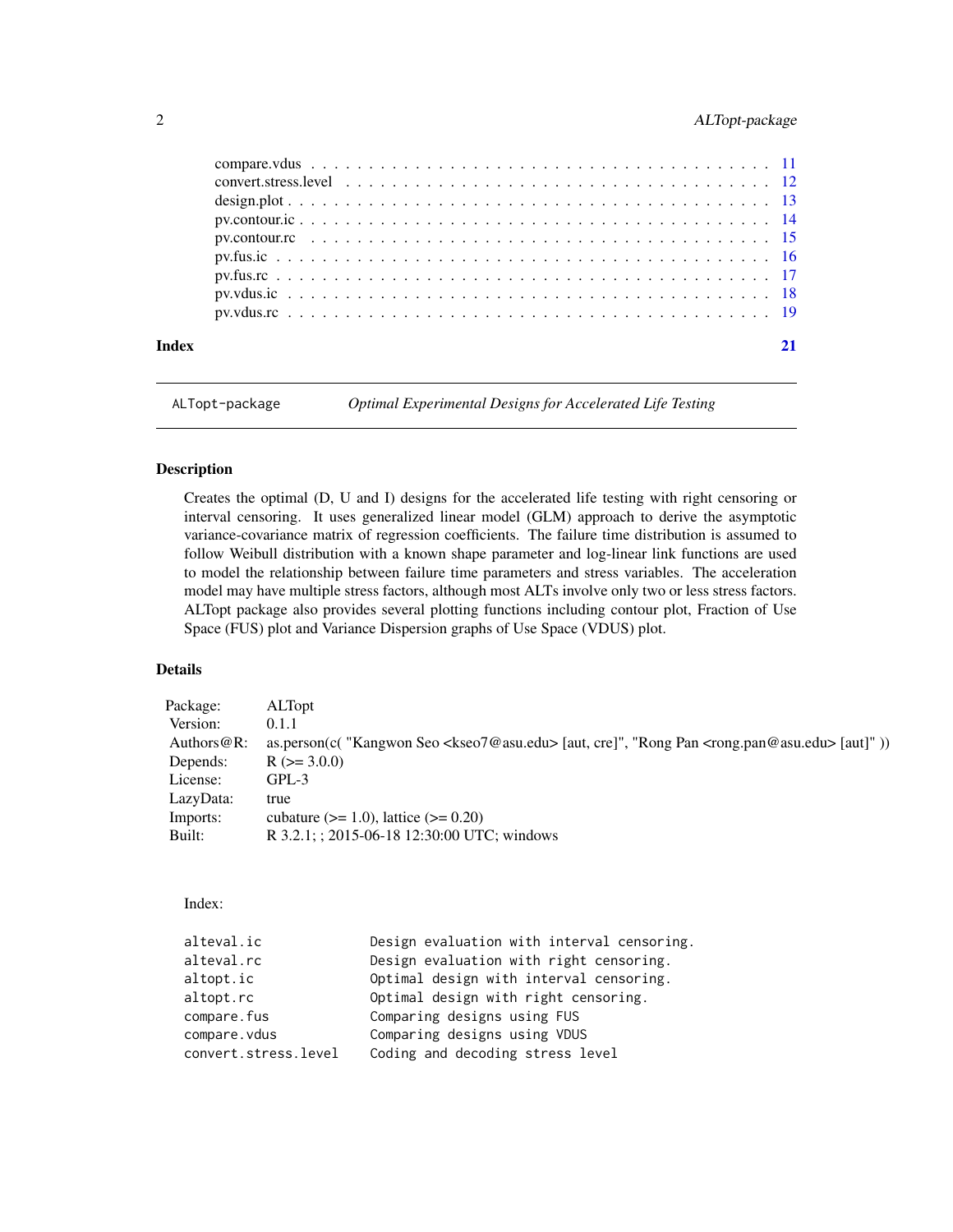compare.vdus . . . . . . . . . . . . . . . . . . . . . . . . . . . . . . . . . . . . . . 11
convert.stress.level . . . . . . . . . . . . . . . . . . . . . . . . . . . . . . . . . . . 12
design.plot . . . . . . . . . . . . . . . . . . . . . . . . . . . . . . . . . . . . . . . . 13
pv.contour.ic . . . . . . . . . . . . . . . . . . . . . . . . . . . . . . . . . . . . . . 14
pv.contour.rc . . . . . . . . . . . . . . . . . . . . . . . . . . . . . . . . . . . . . . 15
pv.fus.ic . . . . . . . . . . . . . . . . . . . . . . . . . . . . . . . . . . . . . . . . . 16
pv.fus.rc . . . . . . . . . . . . . . . . . . . . . . . . . . . . . . . . . . . . . . . . . 17
pv.vdus.ic . . . . . . . . . . . . . . . . . . . . . . . . . . . . . . . . . . . . . . . . 18
pv.vdus.rc . . . . . . . . . . . . . . . . . . . . . . . . . . . . . . . . . . . . . . . . 19

**Index** **21**

---

`ALTopt-package` *Optimal Experimental Designs for Accelerated Life Testing*

---

### Description

Creates the optimal (D, U and I) designs for the accelerated life testing with right censoring or interval censoring. It uses generalized linear model (GLM) approach to derive the asymptotic variance-covariance matrix of regression coefficients. The failure time distribution is assumed to follow Weibull distribution with a known shape parameter and log-linear link functions are used to model the relationship between failure time parameters and stress variables. The acceleration model may have multiple stress factors, although most ALTs involve only two or less stress factors. ALTopt package also provides several plotting functions including contour plot, Fraction of Use Space (FUS) plot and Variance Dispersion graphs of Use Space (VDUS) plot.

### Details

| | |
|---|---|
| Package: | ALTopt |
| Version: | 0.1.1 |
| Authors@R: | as.person(c( "Kangwon Seo <kseo7@asu.edu> [aut, cre]", "Rong Pan <rong.pan@asu.edu> [aut]" )) |
| Depends: | R (>= 3.0.0) |
| License: | GPL-3 |
| LazyData: | true |
| Imports: | cubature (>= 1.0), lattice (>= 0.20) |
| Built: | R 3.2.1; ; 2015-06-18 12:30:00 UTC; windows |

Index:

```
alteval.ic             Design evaluation with interval censoring.
alteval.rc             Design evaluation with right censoring.
altopt.ic              Optimal design with interval censoring.
altopt.rc              Optimal design with right censoring.
compare.fus            Comparing designs using FUS
compare.vdus           Comparing designs using VDUS
convert.stress.level   Coding and decoding stress level
```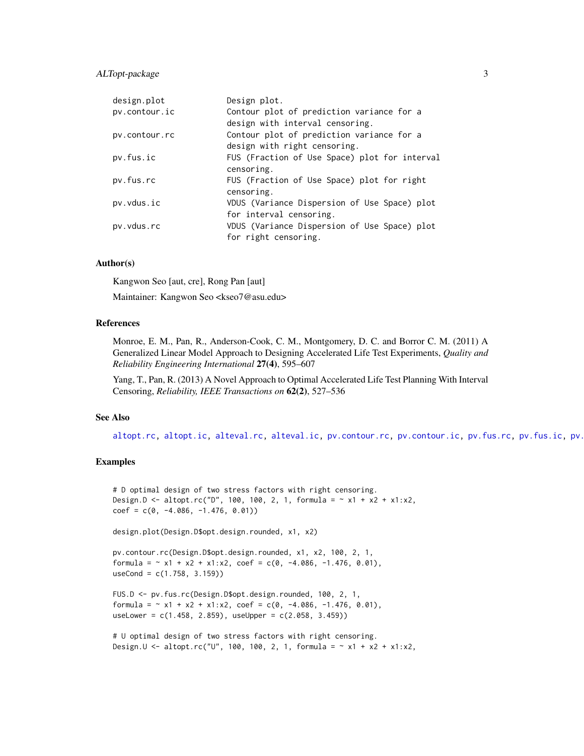| | |
|---|---|
| design.plot | Design plot. |
| pv.contour.ic | Contour plot of prediction variance for a design with interval censoring. |
| pv.contour.rc | Contour plot of prediction variance for a design with right censoring. |
| pv.fus.ic | FUS (Fraction of Use Space) plot for interval censoring. |
| pv.fus.rc | FUS (Fraction of Use Space) plot for right censoring. |
| pv.vdus.ic | VDUS (Variance Dispersion of Use Space) plot for interval censoring. |
| pv.vdus.rc | VDUS (Variance Dispersion of Use Space) plot for right censoring. |

## Author(s)

Kangwon Seo [aut, cre], Rong Pan [aut]

Maintainer: Kangwon Seo <kseo7@asu.edu>

## References

Monroe, E. M., Pan, R., Anderson-Cook, C. M., Montgomery, D. C. and Borror C. M. (2011) A Generalized Linear Model Approach to Designing Accelerated Life Test Experiments, *Quality and Reliability Engineering International* **27(4)**, 595–607

Yang, T., Pan, R. (2013) A Novel Approach to Optimal Accelerated Life Test Planning With Interval Censoring, *Reliability, IEEE Transactions on* **62(2)**, 527–536

## See Also

altopt.rc, altopt.ic, alteval.rc, alteval.ic, pv.contour.rc, pv.contour.ic, pv.fus.rc, pv.fus.ic, pv.

## Examples

```
# D optimal design of two stress factors with right censoring.
Design.D <- altopt.rc("D", 100, 100, 2, 1, formula = ~ x1 + x2 + x1:x2,
coef = c(0, -4.086, -1.476, 0.01))

design.plot(Design.D$opt.design.rounded, x1, x2)

pv.contour.rc(Design.D$opt.design.rounded, x1, x2, 100, 2, 1,
formula = ~ x1 + x2 + x1:x2, coef = c(0, -4.086, -1.476, 0.01),
useCond = c(1.758, 3.159))

FUS.D <- pv.fus.rc(Design.D$opt.design.rounded, 100, 2, 1,
formula = ~ x1 + x2 + x1:x2, coef = c(0, -4.086, -1.476, 0.01),
useLower = c(1.458, 2.859), useUpper = c(2.058, 3.459))

# U optimal design of two stress factors with right censoring.
Design.U <- altopt.rc("U", 100, 100, 2, 1, formula = ~ x1 + x2 + x1:x2,
```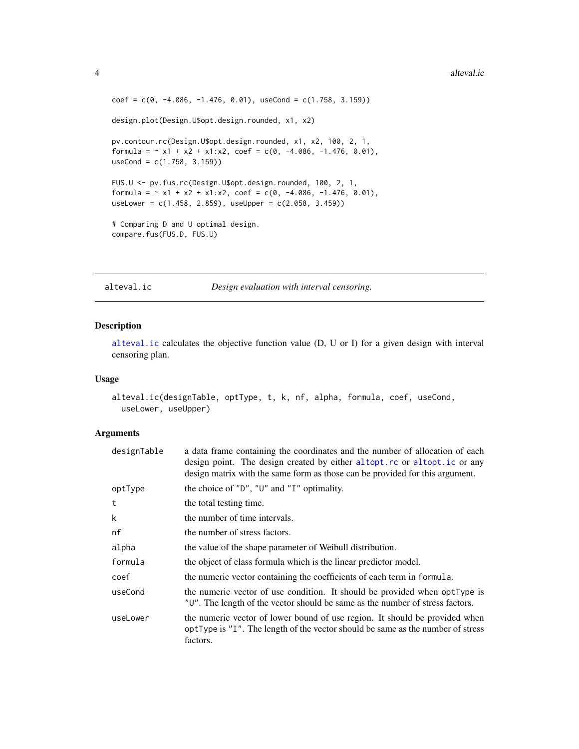```
coef = c(0, -4.086, -1.476, 0.01), useCond = c(1.758, 3.159))

design.plot(Design.U$opt.design.rounded, x1, x2)

pv.contour.rc(Design.U$opt.design.rounded, x1, x2, 100, 2, 1,
formula = ~ x1 + x2 + x1:x2, coef = c(0, -4.086, -1.476, 0.01),
useCond = c(1.758, 3.159))

FUS.U <- pv.fus.rc(Design.U$opt.design.rounded, 100, 2, 1,
formula = ~ x1 + x2 + x1:x2, coef = c(0, -4.086, -1.476, 0.01),
useLower = c(1.458, 2.859), useUpper = c(2.058, 3.459))

# Comparing D and U optimal design.
compare.fus(FUS.D, FUS.U)
```

## alteval.ic — *Design evaluation with interval censoring.*

### Description

alteval.ic calculates the objective function value (D, U or I) for a given design with interval censoring plan.

### Usage

```
alteval.ic(designTable, optType, t, k, nf, alpha, formula, coef, useCond,
  useLower, useUpper)
```

### Arguments

| Argument | Description |
|---|---|
| designTable | a data frame containing the coordinates and the number of allocation of each design point. The design created by either altopt.rc or altopt.ic or any design matrix with the same form as those can be provided for this argument. |
| optType | the choice of "D", "U" and "I" optimality. |
| t | the total testing time. |
| k | the number of time intervals. |
| nf | the number of stress factors. |
| alpha | the value of the shape parameter of Weibull distribution. |
| formula | the object of class formula which is the linear predictor model. |
| coef | the numeric vector containing the coefficients of each term in formula. |
| useCond | the numeric vector of use condition. It should be provided when optType is "U". The length of the vector should be same as the number of stress factors. |
| useLower | the numeric vector of lower bound of use region. It should be provided when optType is "I". The length of the vector should be same as the number of stress factors. |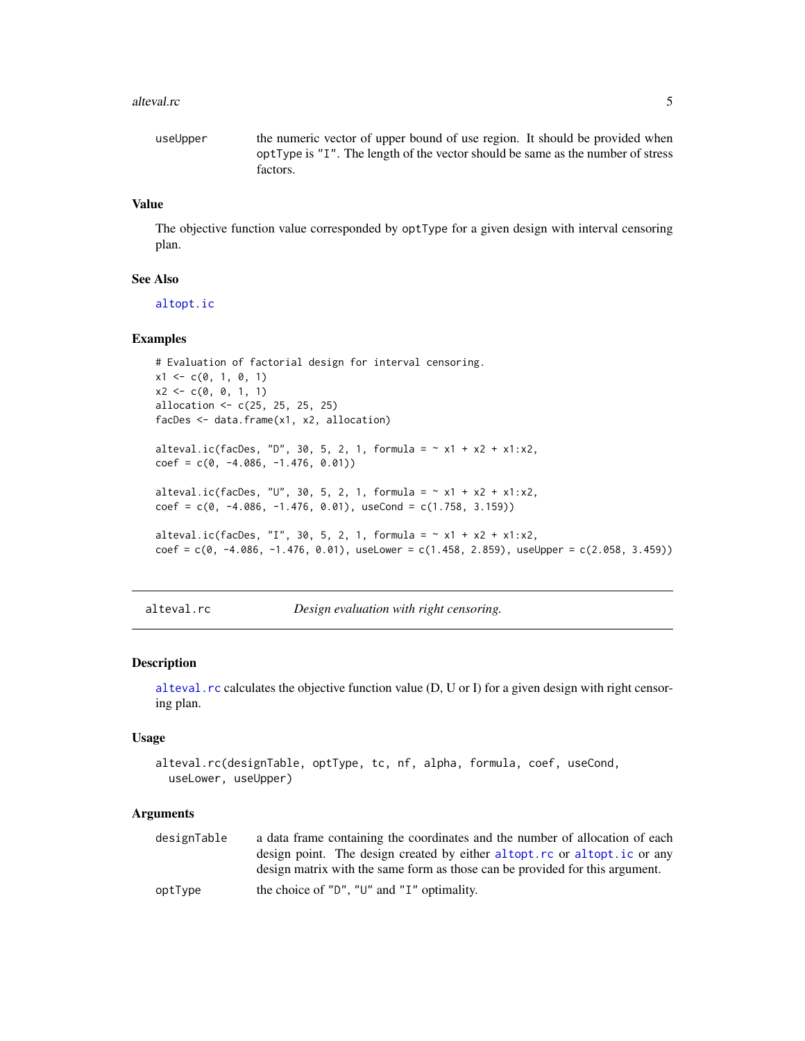useUpper
: the numeric vector of upper bound of use region. It should be provided when optType is "I". The length of the vector should be same as the number of stress factors.

## Value

The objective function value corresponded by optType for a given design with interval censoring plan.

## See Also

altopt.ic

## Examples

```
# Evaluation of factorial design for interval censoring.
x1 <- c(0, 1, 0, 1)
x2 <- c(0, 0, 1, 1)
allocation <- c(25, 25, 25, 25)
facDes <- data.frame(x1, x2, allocation)

alteval.ic(facDes, "D", 30, 5, 2, 1, formula = ~ x1 + x2 + x1:x2,
coef = c(0, -4.086, -1.476, 0.01))

alteval.ic(facDes, "U", 30, 5, 2, 1, formula = ~ x1 + x2 + x1:x2,
coef = c(0, -4.086, -1.476, 0.01), useCond = c(1.758, 3.159))

alteval.ic(facDes, "I", 30, 5, 2, 1, formula = ~ x1 + x2 + x1:x2,
coef = c(0, -4.086, -1.476, 0.01), useLower = c(1.458, 2.859), useUpper = c(2.058, 3.459))
```

---

# alteval.rc — *Design evaluation with right censoring.*

## Description

alteval.rc calculates the objective function value (D, U or I) for a given design with right censoring plan.

## Usage

```
alteval.rc(designTable, optType, tc, nf, alpha, formula, coef, useCond,
  useLower, useUpper)
```

## Arguments

designTable
: a data frame containing the coordinates and the number of allocation of each design point. The design created by either altopt.rc or altopt.ic or any design matrix with the same form as those can be provided for this argument.

optType
: the choice of "D", "U" and "I" optimality.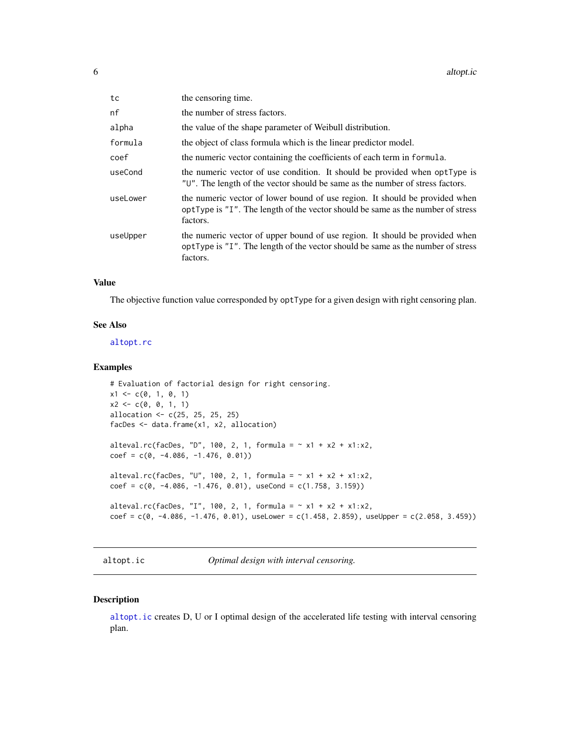| | |
|---|---|
| tc | the censoring time. |
| nf | the number of stress factors. |
| alpha | the value of the shape parameter of Weibull distribution. |
| formula | the object of class formula which is the linear predictor model. |
| coef | the numeric vector containing the coefficients of each term in `formula`. |
| useCond | the numeric vector of use condition. It should be provided when `optType` is "U". The length of the vector should be same as the number of stress factors. |
| useLower | the numeric vector of lower bound of use region. It should be provided when `optType` is "I". The length of the vector should be same as the number of stress factors. |
| useUpper | the numeric vector of upper bound of use region. It should be provided when `optType` is "I". The length of the vector should be same as the number of stress factors. |

### Value

The objective function value corresponded by `optType` for a given design with right censoring plan.

### See Also

altopt.rc

### Examples

```
# Evaluation of factorial design for right censoring.
x1 <- c(0, 1, 0, 1)
x2 <- c(0, 0, 1, 1)
allocation <- c(25, 25, 25, 25)
facDes <- data.frame(x1, x2, allocation)

alteval.rc(facDes, "D", 100, 2, 1, formula = ~ x1 + x2 + x1:x2,
coef = c(0, -4.086, -1.476, 0.01))

alteval.rc(facDes, "U", 100, 2, 1, formula = ~ x1 + x2 + x1:x2,
coef = c(0, -4.086, -1.476, 0.01), useCond = c(1.758, 3.159))

alteval.rc(facDes, "I", 100, 2, 1, formula = ~ x1 + x2 + x1:x2,
coef = c(0, -4.086, -1.476, 0.01), useLower = c(1.458, 2.859), useUpper = c(2.058, 3.459))
```

---

## altopt.ic — *Optimal design with interval censoring.*

### Description

altopt.ic creates D, U or I optimal design of the accelerated life testing with interval censoring plan.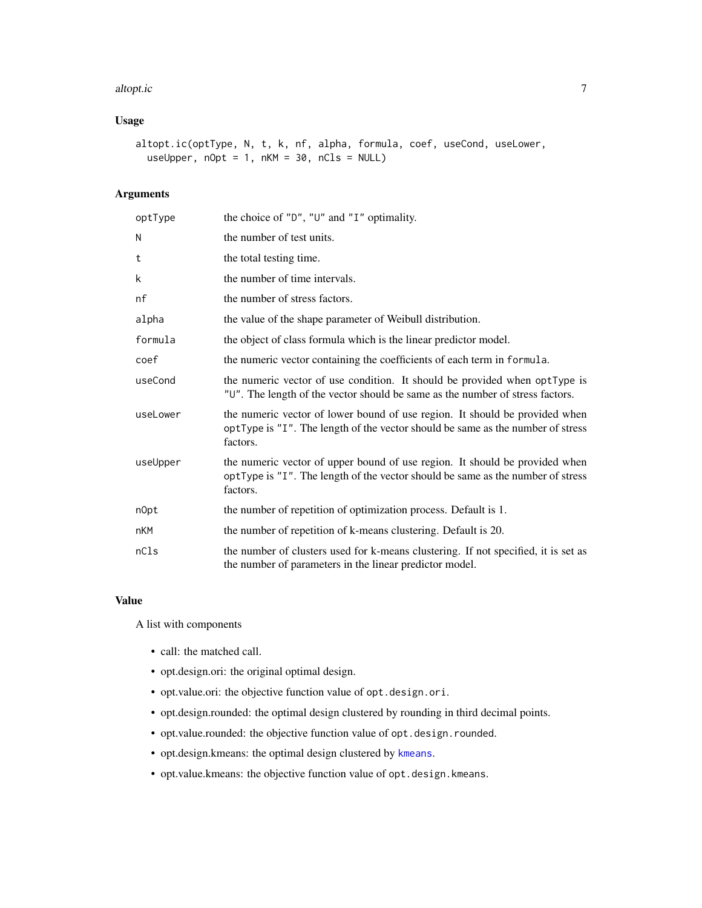## Usage

```
altopt.ic(optType, N, t, k, nf, alpha, formula, coef, useCond, useLower,
  useUpper, nOpt = 1, nKM = 30, nCls = NULL)
```

## Arguments

| | |
|---|---|
| `optType` | the choice of `"D"`, `"U"` and `"I"` optimality. |
| `N` | the number of test units. |
| `t` | the total testing time. |
| `k` | the number of time intervals. |
| `nf` | the number of stress factors. |
| `alpha` | the value of the shape parameter of Weibull distribution. |
| `formula` | the object of class formula which is the linear predictor model. |
| `coef` | the numeric vector containing the coefficients of each term in `formula`. |
| `useCond` | the numeric vector of use condition. It should be provided when `optType` is `"U"`. The length of the vector should be same as the number of stress factors. |
| `useLower` | the numeric vector of lower bound of use region. It should be provided when `optType` is `"I"`. The length of the vector should be same as the number of stress factors. |
| `useUpper` | the numeric vector of upper bound of use region. It should be provided when `optType` is `"I"`. The length of the vector should be same as the number of stress factors. |
| `nOpt` | the number of repetition of optimization process. Default is 1. |
| `nKM` | the number of repetition of k-means clustering. Default is 20. |
| `nCls` | the number of clusters used for k-means clustering. If not specified, it is set as the number of parameters in the linear predictor model. |

## Value

A list with components

- call: the matched call.
- opt.design.ori: the original optimal design.
- opt.value.ori: the objective function value of `opt.design.ori`.
- opt.design.rounded: the optimal design clustered by rounding in third decimal points.
- opt.value.rounded: the objective function value of `opt.design.rounded`.
- opt.design.kmeans: the optimal design clustered by `kmeans`.
- opt.value.kmeans: the objective function value of `opt.design.kmeans`.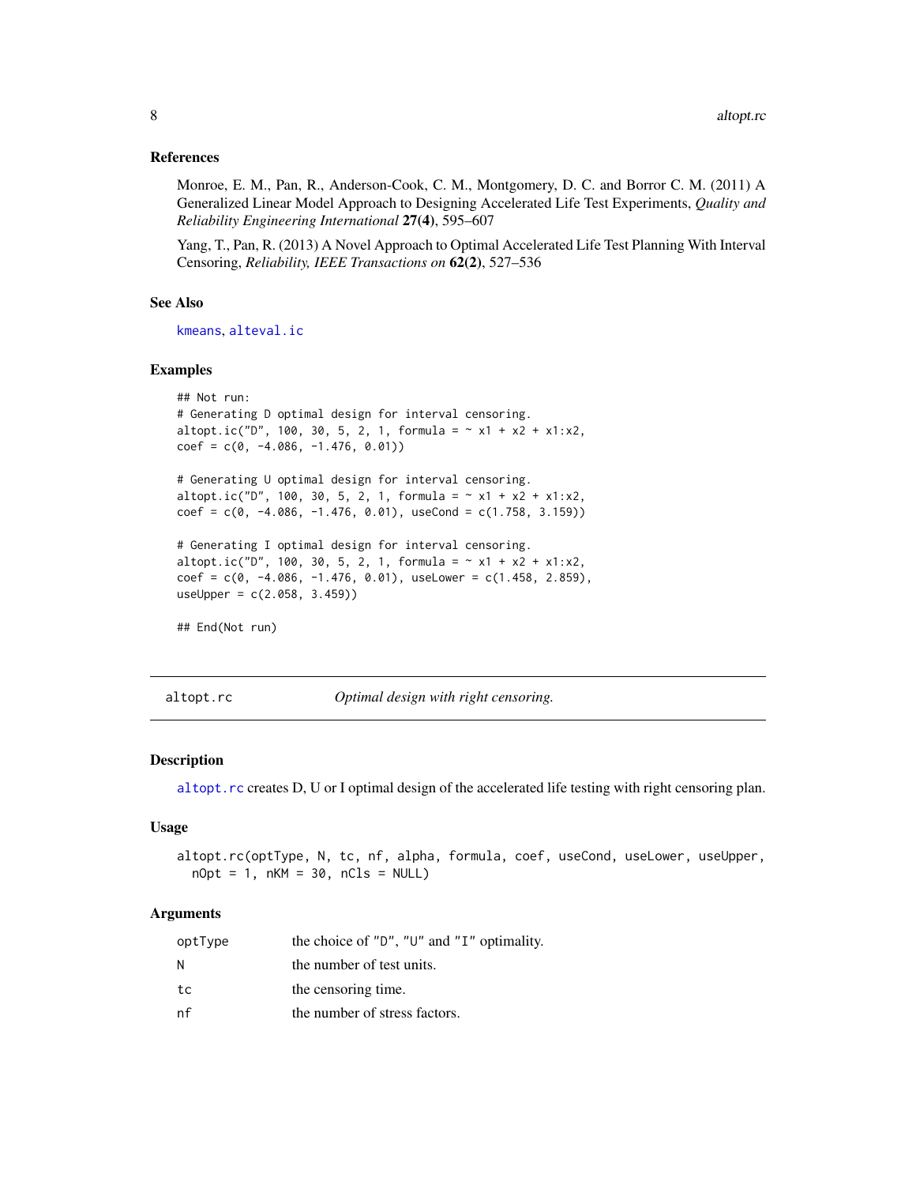### References

Monroe, E. M., Pan, R., Anderson-Cook, C. M., Montgomery, D. C. and Borror C. M. (2011) A Generalized Linear Model Approach to Designing Accelerated Life Test Experiments, *Quality and Reliability Engineering International* **27(4)**, 595–607

Yang, T., Pan, R. (2013) A Novel Approach to Optimal Accelerated Life Test Planning With Interval Censoring, *Reliability, IEEE Transactions on* **62(2)**, 527–536

### See Also

`kmeans`, `alteval.ic`

### Examples

```
## Not run:
# Generating D optimal design for interval censoring.
altopt.ic("D", 100, 30, 5, 2, 1, formula = ~ x1 + x2 + x1:x2,
coef = c(0, -4.086, -1.476, 0.01))

# Generating U optimal design for interval censoring.
altopt.ic("D", 100, 30, 5, 2, 1, formula = ~ x1 + x2 + x1:x2,
coef = c(0, -4.086, -1.476, 0.01), useCond = c(1.758, 3.159))

# Generating I optimal design for interval censoring.
altopt.ic("D", 100, 30, 5, 2, 1, formula = ~ x1 + x2 + x1:x2,
coef = c(0, -4.086, -1.476, 0.01), useLower = c(1.458, 2.859),
useUpper = c(2.058, 3.459))

## End(Not run)
```

---

## altopt.rc &nbsp;&nbsp;&nbsp;&nbsp; *Optimal design with right censoring.*

---

### Description

`altopt.rc` creates D, U or I optimal design of the accelerated life testing with right censoring plan.

### Usage

```
altopt.rc(optType, N, tc, nf, alpha, formula, coef, useCond, useLower, useUpper,
  nOpt = 1, nKM = 30, nCls = NULL)
```

### Arguments

| | |
|---|---|
| `optType` | the choice of "D", "U" and "I" optimality. |
| `N` | the number of test units. |
| `tc` | the censoring time. |
| `nf` | the number of stress factors. |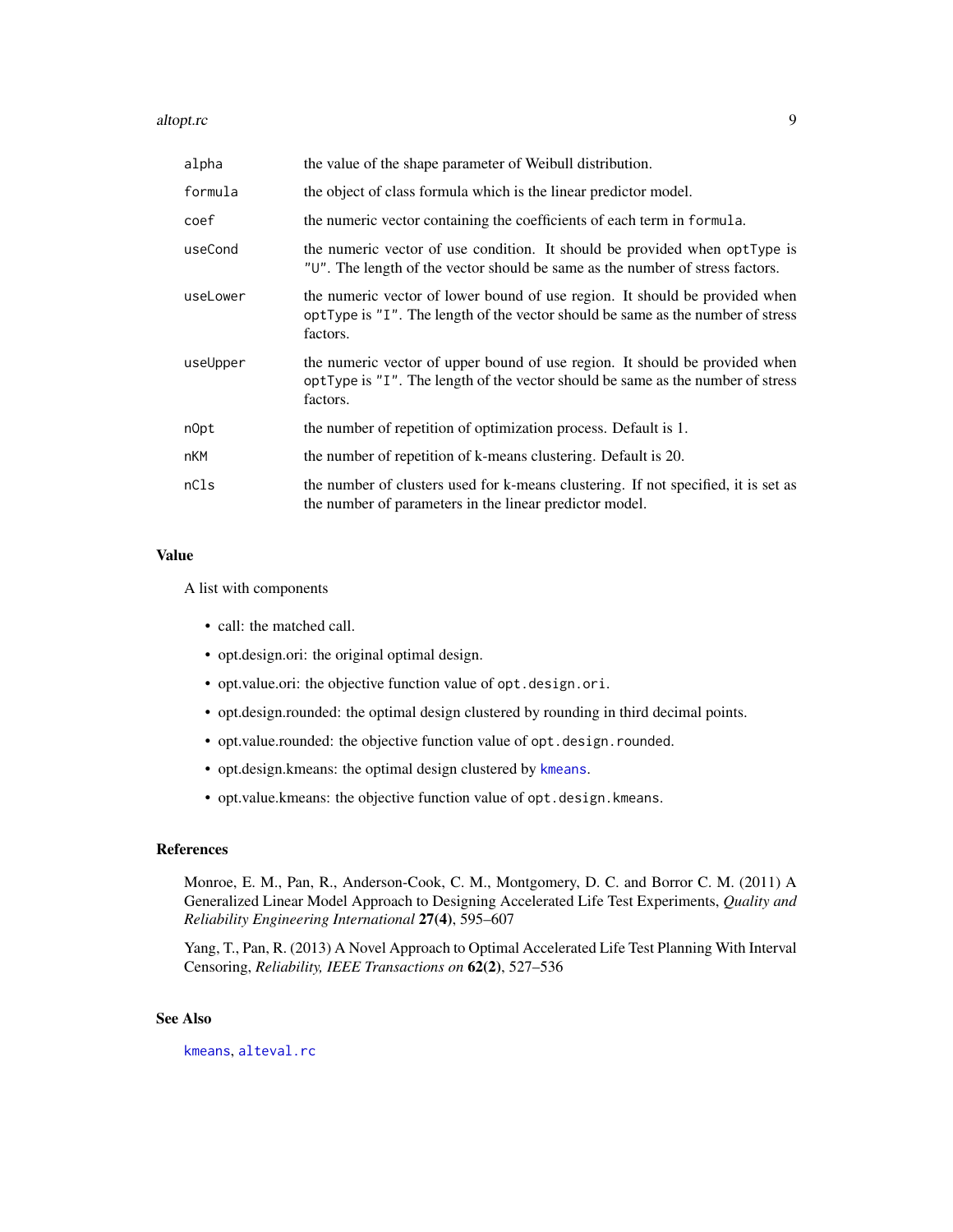| | |
|---|---|
| `alpha` | the value of the shape parameter of Weibull distribution. |
| `formula` | the object of class formula which is the linear predictor model. |
| `coef` | the numeric vector containing the coefficients of each term in `formula`. |
| `useCond` | the numeric vector of use condition. It should be provided when `optType` is `"U"`. The length of the vector should be same as the number of stress factors. |
| `useLower` | the numeric vector of lower bound of use region. It should be provided when `optType` is `"I"`. The length of the vector should be same as the number of stress factors. |
| `useUpper` | the numeric vector of upper bound of use region. It should be provided when `optType` is `"I"`. The length of the vector should be same as the number of stress factors. |
| `nOpt` | the number of repetition of optimization process. Default is 1. |
| `nKM` | the number of repetition of k-means clustering. Default is 20. |
| `nCls` | the number of clusters used for k-means clustering. If not specified, it is set as the number of parameters in the linear predictor model. |

### Value

A list with components

- call: the matched call.
- opt.design.ori: the original optimal design.
- opt.value.ori: the objective function value of `opt.design.ori`.
- opt.design.rounded: the optimal design clustered by rounding in third decimal points.
- opt.value.rounded: the objective function value of `opt.design.rounded`.
- opt.design.kmeans: the optimal design clustered by `kmeans`.
- opt.value.kmeans: the objective function value of `opt.design.kmeans`.

### References

Monroe, E. M., Pan, R., Anderson-Cook, C. M., Montgomery, D. C. and Borror C. M. (2011) A Generalized Linear Model Approach to Designing Accelerated Life Test Experiments, *Quality and Reliability Engineering International* **27(4)**, 595–607

Yang, T., Pan, R. (2013) A Novel Approach to Optimal Accelerated Life Test Planning With Interval Censoring, *Reliability, IEEE Transactions on* **62(2)**, 527–536

### See Also

`kmeans`, `alteval.rc`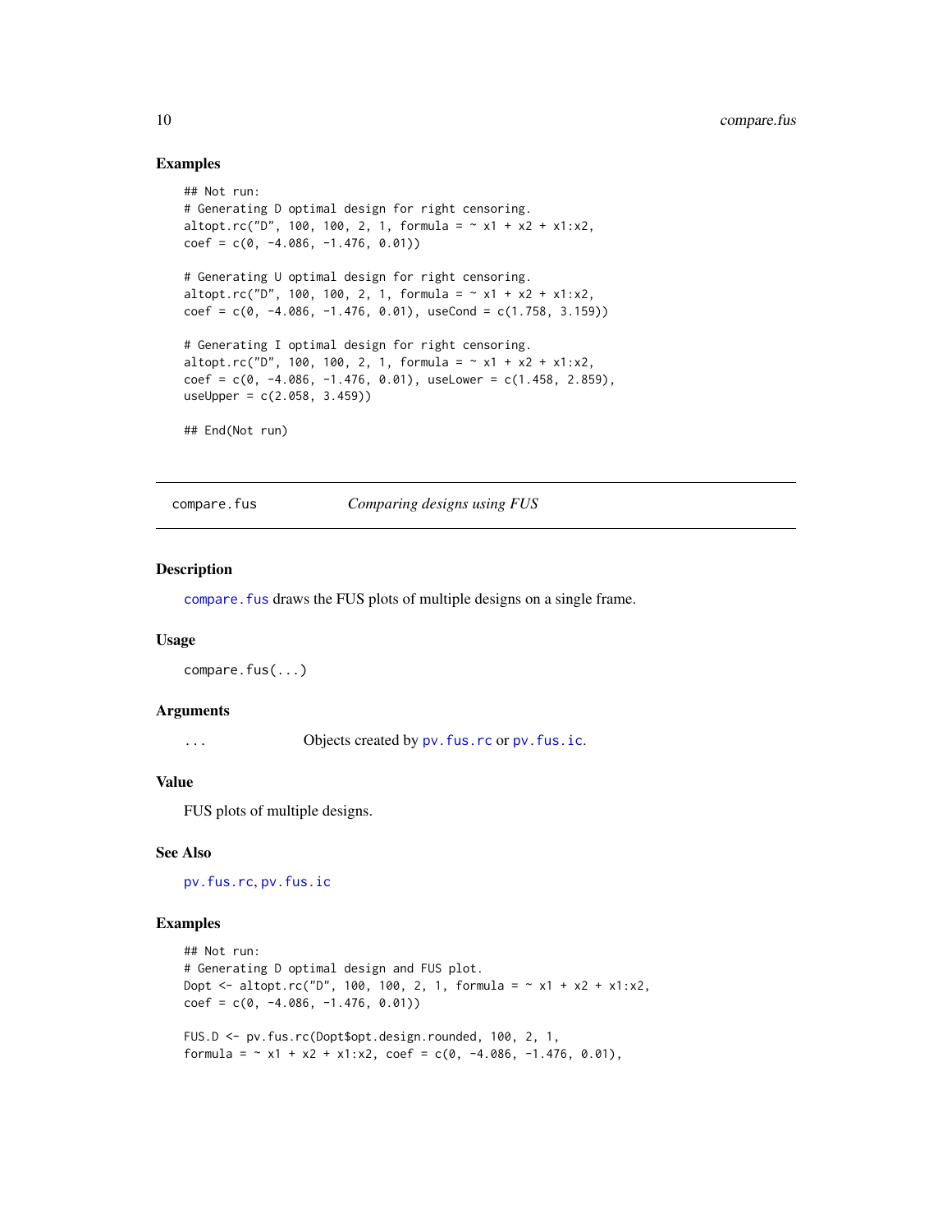### Examples

```
## Not run:
# Generating D optimal design for right censoring.
altopt.rc("D", 100, 100, 2, 1, formula = ~ x1 + x2 + x1:x2,
coef = c(0, -4.086, -1.476, 0.01))

# Generating U optimal design for right censoring.
altopt.rc("D", 100, 100, 2, 1, formula = ~ x1 + x2 + x1:x2,
coef = c(0, -4.086, -1.476, 0.01), useCond = c(1.758, 3.159))

# Generating I optimal design for right censoring.
altopt.rc("D", 100, 100, 2, 1, formula = ~ x1 + x2 + x1:x2,
coef = c(0, -4.086, -1.476, 0.01), useLower = c(1.458, 2.859),
useUpper = c(2.058, 3.459))

## End(Not run)
```

---

## compare.fus — *Comparing designs using FUS*

### Description

`compare.fus` draws the FUS plots of multiple designs on a single frame.

### Usage

```
compare.fus(...)
```

### Arguments

| | |
|---|---|
| `...` | Objects created by `pv.fus.rc` or `pv.fus.ic`. |

### Value

FUS plots of multiple designs.

### See Also

`pv.fus.rc`, `pv.fus.ic`

### Examples

```
## Not run:
# Generating D optimal design and FUS plot.
Dopt <- altopt.rc("D", 100, 100, 2, 1, formula = ~ x1 + x2 + x1:x2,
coef = c(0, -4.086, -1.476, 0.01))

FUS.D <- pv.fus.rc(Dopt$opt.design.rounded, 100, 2, 1,
formula = ~ x1 + x2 + x1:x2, coef = c(0, -4.086, -1.476, 0.01),
```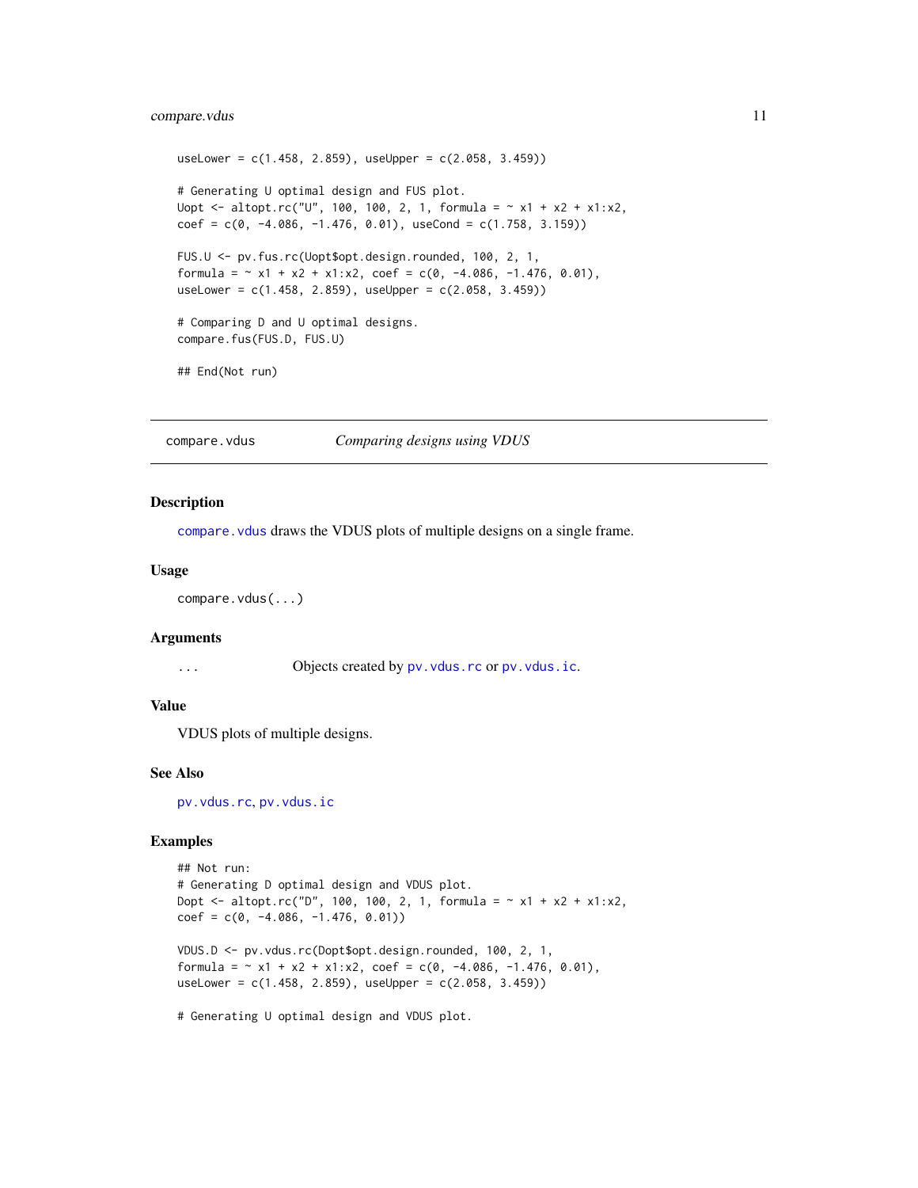```
useLower = c(1.458, 2.859), useUpper = c(2.058, 3.459))

# Generating U optimal design and FUS plot.
Uopt <- altopt.rc("U", 100, 100, 2, 1, formula = ~ x1 + x2 + x1:x2,
coef = c(0, -4.086, -1.476, 0.01), useCond = c(1.758, 3.159))

FUS.U <- pv.fus.rc(Uopt$opt.design.rounded, 100, 2, 1,
formula = ~ x1 + x2 + x1:x2, coef = c(0, -4.086, -1.476, 0.01),
useLower = c(1.458, 2.859), useUpper = c(2.058, 3.459))

# Comparing D and U optimal designs.
compare.fus(FUS.D, FUS.U)

## End(Not run)
```

---

## compare.vdus — *Comparing designs using VDUS*

### Description

compare.vdus draws the VDUS plots of multiple designs on a single frame.

### Usage

```
compare.vdus(...)
```

### Arguments

| | |
|---|---|
| ... | Objects created by pv.vdus.rc or pv.vdus.ic. |

### Value

VDUS plots of multiple designs.

### See Also

pv.vdus.rc, pv.vdus.ic

### Examples

```
## Not run:
# Generating D optimal design and VDUS plot.
Dopt <- altopt.rc("D", 100, 100, 2, 1, formula = ~ x1 + x2 + x1:x2,
coef = c(0, -4.086, -1.476, 0.01))

VDUS.D <- pv.vdus.rc(Dopt$opt.design.rounded, 100, 2, 1,
formula = ~ x1 + x2 + x1:x2, coef = c(0, -4.086, -1.476, 0.01),
useLower = c(1.458, 2.859), useUpper = c(2.058, 3.459))

# Generating U optimal design and VDUS plot.
```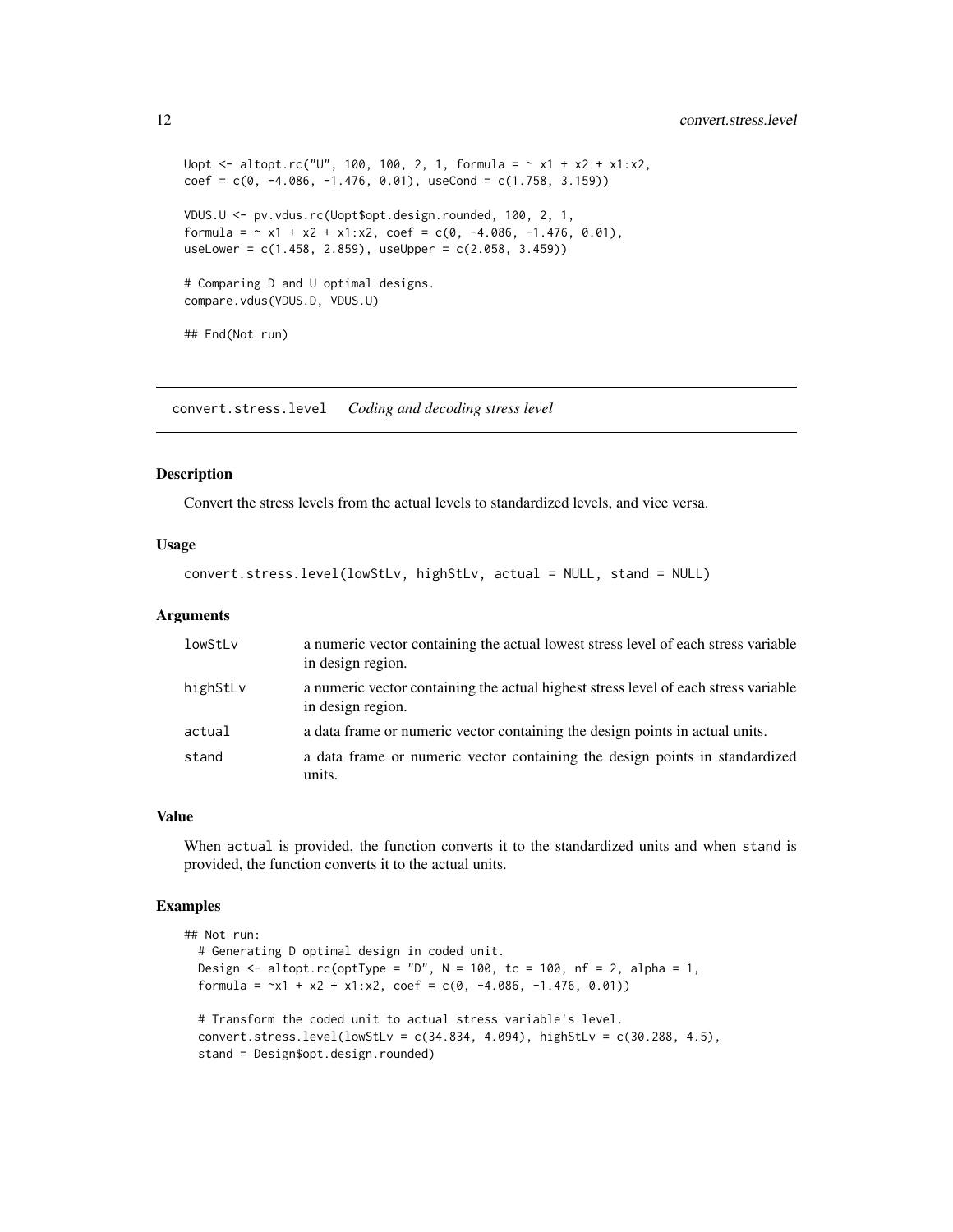```
Uopt <- altopt.rc("U", 100, 100, 2, 1, formula = ~ x1 + x2 + x1:x2,
coef = c(0, -4.086, -1.476, 0.01), useCond = c(1.758, 3.159))

VDUS.U <- pv.vdus.rc(Uopt$opt.design.rounded, 100, 2, 1,
formula = ~ x1 + x2 + x1:x2, coef = c(0, -4.086, -1.476, 0.01),
useLower = c(1.458, 2.859), useUpper = c(2.058, 3.459))

# Comparing D and U optimal designs.
compare.vdus(VDUS.D, VDUS.U)

## End(Not run)
```

---

## convert.stress.level *Coding and decoding stress level*

### Description

Convert the stress levels from the actual levels to standardized levels, and vice versa.

### Usage

```
convert.stress.level(lowStLv, highStLv, actual = NULL, stand = NULL)
```

### Arguments

| | |
|---|---|
| lowStLv | a numeric vector containing the actual lowest stress level of each stress variable in design region. |
| highStLv | a numeric vector containing the actual highest stress level of each stress variable in design region. |
| actual | a data frame or numeric vector containing the design points in actual units. |
| stand | a data frame or numeric vector containing the design points in standardized units. |

### Value

When `actual` is provided, the function converts it to the standardized units and when `stand` is provided, the function converts it to the actual units.

### Examples

```
## Not run:
  # Generating D optimal design in coded unit.
  Design <- altopt.rc(optType = "D", N = 100, tc = 100, nf = 2, alpha = 1,
  formula = ~x1 + x2 + x1:x2, coef = c(0, -4.086, -1.476, 0.01))

  # Transform the coded unit to actual stress variable's level.
  convert.stress.level(lowStLv = c(34.834, 4.094), highStLv = c(30.288, 4.5),
  stand = Design$opt.design.rounded)
```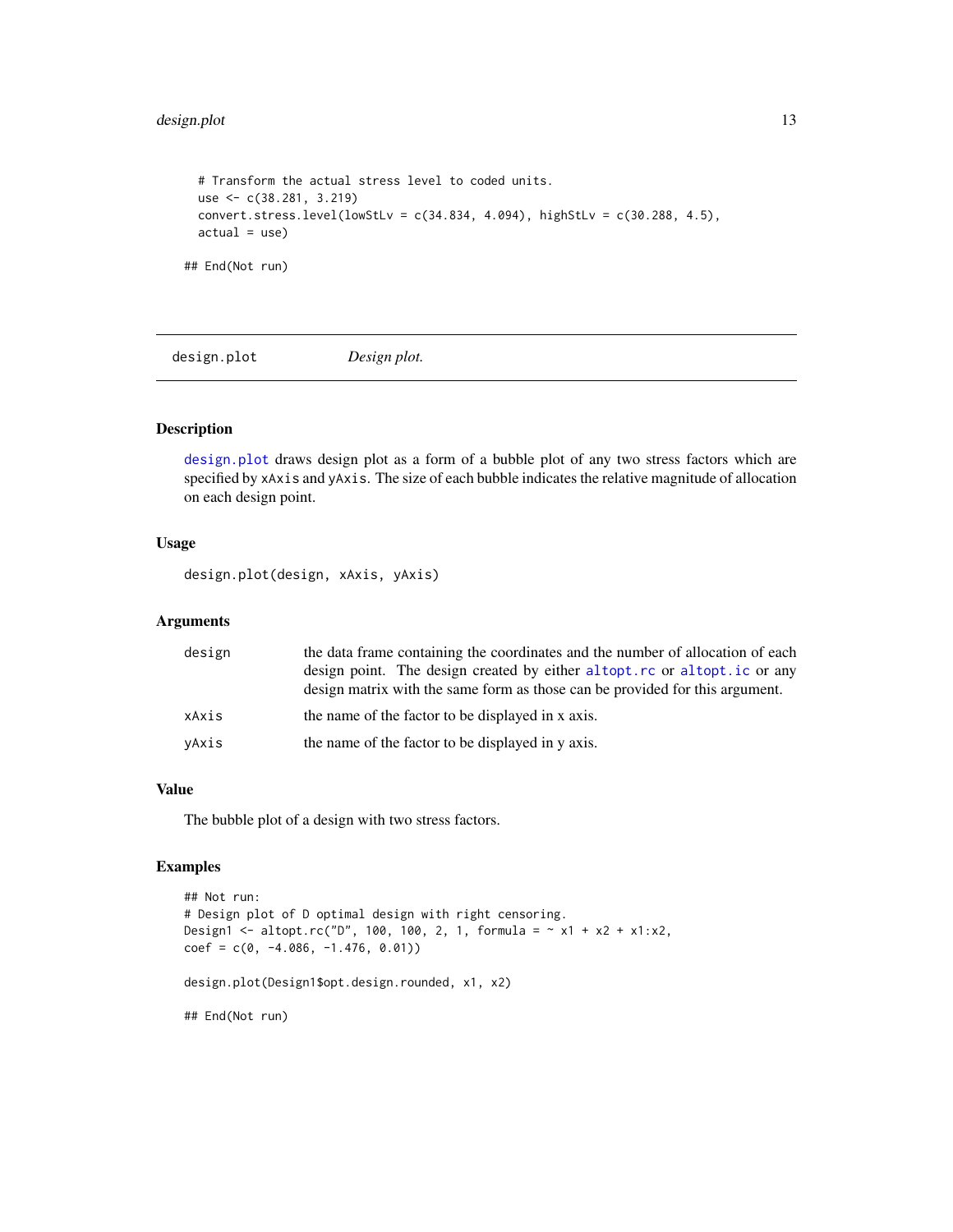```
# Transform the actual stress level to coded units.
use <- c(38.281, 3.219)
convert.stress.level(lowStLv = c(34.834, 4.094), highStLv = c(30.288, 4.5),
actual = use)

## End(Not run)
```

---

## design.plot *Design plot.*

---

### Description

design.plot draws design plot as a form of a bubble plot of any two stress factors which are specified by xAxis and yAxis. The size of each bubble indicates the relative magnitude of allocation on each design point.

### Usage

```
design.plot(design, xAxis, yAxis)
```

### Arguments

| | |
|---|---|
| design | the data frame containing the coordinates and the number of allocation of each design point. The design created by either altopt.rc or altopt.ic or any design matrix with the same form as those can be provided for this argument. |
| xAxis | the name of the factor to be displayed in x axis. |
| yAxis | the name of the factor to be displayed in y axis. |

### Value

The bubble plot of a design with two stress factors.

### Examples

```
## Not run:
# Design plot of D optimal design with right censoring.
Design1 <- altopt.rc("D", 100, 100, 2, 1, formula = ~ x1 + x2 + x1:x2,
coef = c(0, -4.086, -1.476, 0.01))

design.plot(Design1$opt.design.rounded, x1, x2)

## End(Not run)
```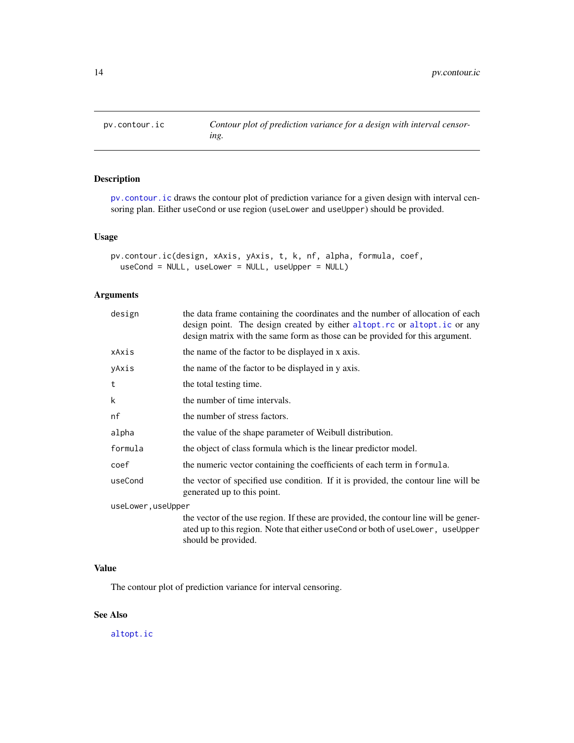pv.contour.ic — *Contour plot of prediction variance for a design with interval censoring.*

## Description

pv.contour.ic draws the contour plot of prediction variance for a given design with interval censoring plan. Either useCond or use region (useLower and useUpper) should be provided.

## Usage

```
pv.contour.ic(design, xAxis, yAxis, t, k, nf, alpha, formula, coef,
  useCond = NULL, useLower = NULL, useUpper = NULL)
```

## Arguments

| | |
|---|---|
| design | the data frame containing the coordinates and the number of allocation of each design point. The design created by either altopt.rc or altopt.ic or any design matrix with the same form as those can be provided for this argument. |
| xAxis | the name of the factor to be displayed in x axis. |
| yAxis | the name of the factor to be displayed in y axis. |
| t | the total testing time. |
| k | the number of time intervals. |
| nf | the number of stress factors. |
| alpha | the value of the shape parameter of Weibull distribution. |
| formula | the object of class formula which is the linear predictor model. |
| coef | the numeric vector containing the coefficients of each term in formula. |
| useCond | the vector of specified use condition. If it is provided, the contour line will be generated up to this point. |
| useLower,useUpper | the vector of the use region. If these are provided, the contour line will be generated up to this region. Note that either useCond or both of useLower, useUpper should be provided. |

## Value

The contour plot of prediction variance for interval censoring.

## See Also

altopt.ic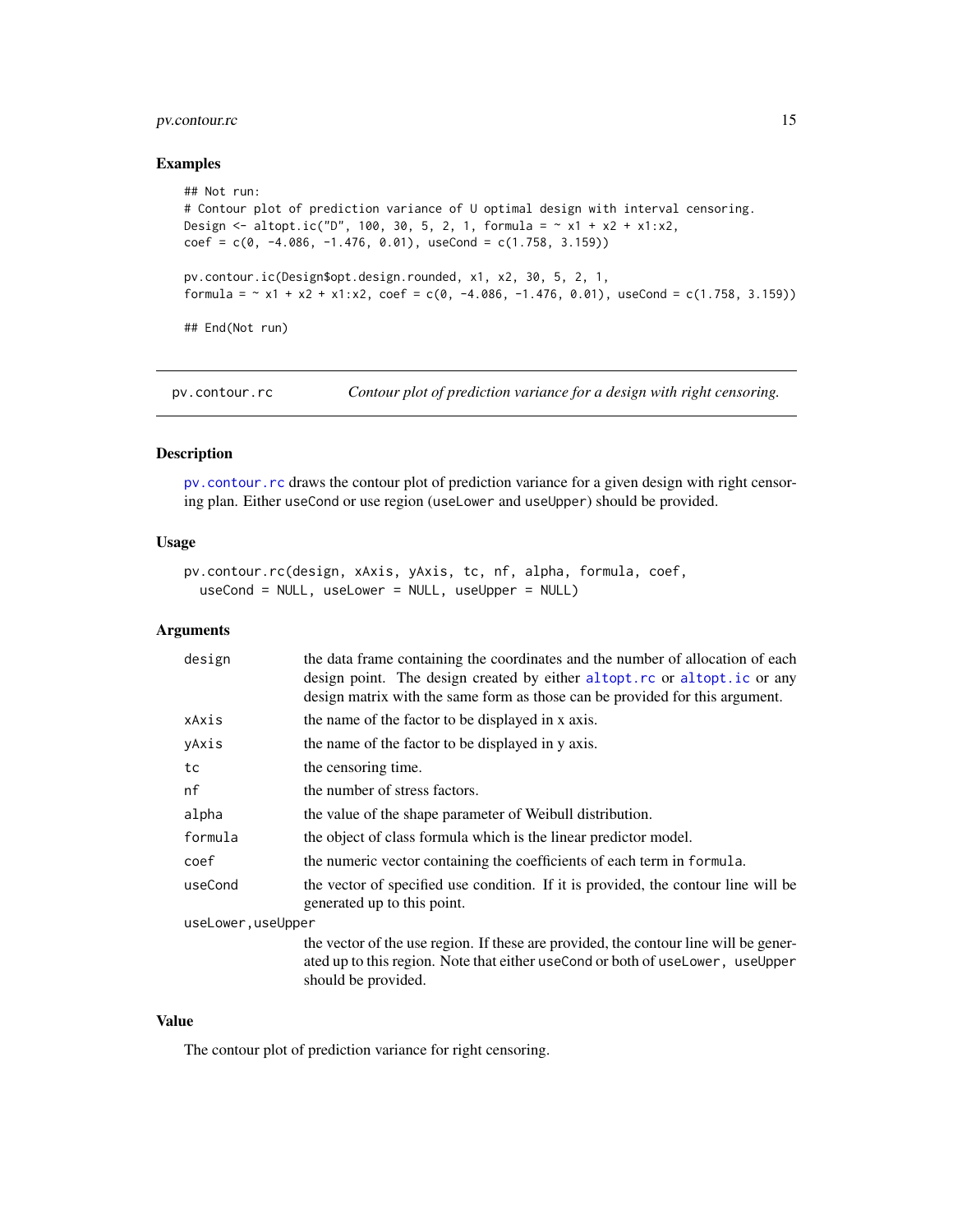## Examples

```
## Not run:
# Contour plot of prediction variance of U optimal design with interval censoring.
Design <- altopt.ic("D", 100, 30, 5, 2, 1, formula = ~ x1 + x2 + x1:x2,
coef = c(0, -4.086, -1.476, 0.01), useCond = c(1.758, 3.159))

pv.contour.ic(Design$opt.design.rounded, x1, x2, 30, 5, 2, 1,
formula = ~ x1 + x2 + x1:x2, coef = c(0, -4.086, -1.476, 0.01), useCond = c(1.758, 3.159))

## End(Not run)
```

---

# pv.contour.rc — *Contour plot of prediction variance for a design with right censoring.*

## Description

pv.contour.rc draws the contour plot of prediction variance for a given design with right censoring plan. Either useCond or use region (useLower and useUpper) should be provided.

## Usage

```
pv.contour.rc(design, xAxis, yAxis, tc, nf, alpha, formula, coef,
  useCond = NULL, useLower = NULL, useUpper = NULL)
```

## Arguments

| Argument | Description |
| --- | --- |
| design | the data frame containing the coordinates and the number of allocation of each design point. The design created by either altopt.rc or altopt.ic or any design matrix with the same form as those can be provided for this argument. |
| xAxis | the name of the factor to be displayed in x axis. |
| yAxis | the name of the factor to be displayed in y axis. |
| tc | the censoring time. |
| nf | the number of stress factors. |
| alpha | the value of the shape parameter of Weibull distribution. |
| formula | the object of class formula which is the linear predictor model. |
| coef | the numeric vector containing the coefficients of each term in formula. |
| useCond | the vector of specified use condition. If it is provided, the contour line will be generated up to this point. |
| useLower, useUpper | the vector of the use region. If these are provided, the contour line will be generated up to this region. Note that either useCond or both of useLower, useUpper should be provided. |

## Value

The contour plot of prediction variance for right censoring.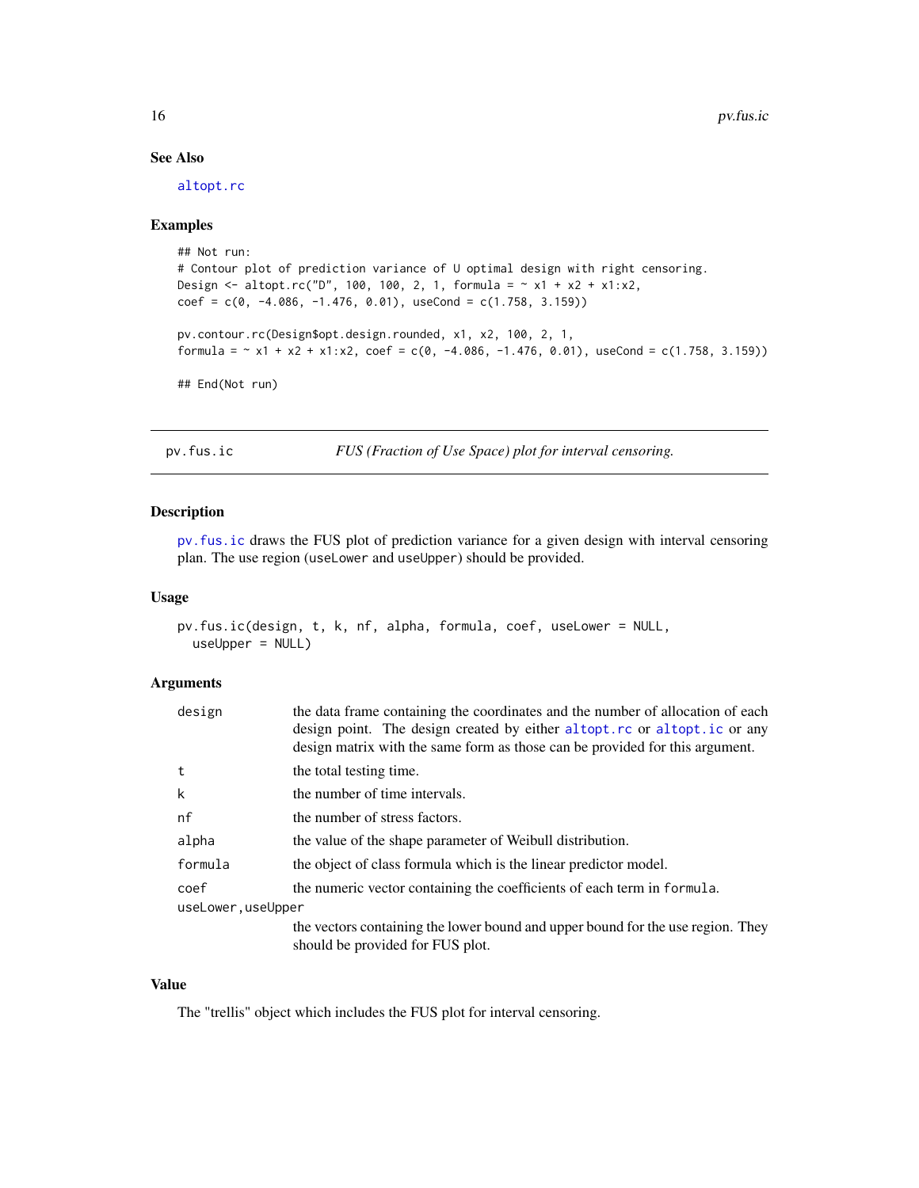### See Also

altopt.rc

### Examples

```
## Not run:
# Contour plot of prediction variance of U optimal design with right censoring.
Design <- altopt.rc("D", 100, 100, 2, 1, formula = ~ x1 + x2 + x1:x2,
coef = c(0, -4.086, -1.476, 0.01), useCond = c(1.758, 3.159))

pv.contour.rc(Design$opt.design.rounded, x1, x2, 100, 2, 1,
formula = ~ x1 + x2 + x1:x2, coef = c(0, -4.086, -1.476, 0.01), useCond = c(1.758, 3.159))

## End(Not run)
```

---

## pv.fus.ic — *FUS (Fraction of Use Space) plot for interval censoring.*

### Description

pv.fus.ic draws the FUS plot of prediction variance for a given design with interval censoring plan. The use region (useLower and useUpper) should be provided.

### Usage

```
pv.fus.ic(design, t, k, nf, alpha, formula, coef, useLower = NULL,
  useUpper = NULL)
```

### Arguments

| | |
|---|---|
| design | the data frame containing the coordinates and the number of allocation of each design point. The design created by either altopt.rc or altopt.ic or any design matrix with the same form as those can be provided for this argument. |
| t | the total testing time. |
| k | the number of time intervals. |
| nf | the number of stress factors. |
| alpha | the value of the shape parameter of Weibull distribution. |
| formula | the object of class formula which is the linear predictor model. |
| coef | the numeric vector containing the coefficients of each term in formula. |
| useLower,useUpper | the vectors containing the lower bound and upper bound for the use region. They should be provided for FUS plot. |

### Value

The "trellis" object which includes the FUS plot for interval censoring.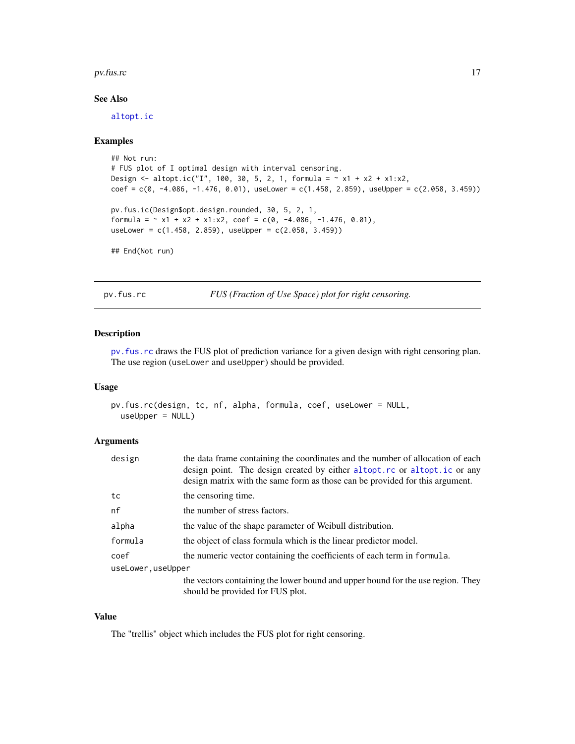### See Also

altopt.ic

### Examples

```
## Not run:
# FUS plot of I optimal design with interval censoring.
Design <- altopt.ic("I", 100, 30, 5, 2, 1, formula = ~ x1 + x2 + x1:x2,
coef = c(0, -4.086, -1.476, 0.01), useLower = c(1.458, 2.859), useUpper = c(2.058, 3.459))

pv.fus.ic(Design$opt.design.rounded, 30, 5, 2, 1,
formula = ~ x1 + x2 + x1:x2, coef = c(0, -4.086, -1.476, 0.01),
useLower = c(1.458, 2.859), useUpper = c(2.058, 3.459))

## End(Not run)
```

---

## pv.fus.rc — *FUS (Fraction of Use Space) plot for right censoring.*

### Description

pv.fus.rc draws the FUS plot of prediction variance for a given design with right censoring plan. The use region (useLower and useUpper) should be provided.

### Usage

```
pv.fus.rc(design, tc, nf, alpha, formula, coef, useLower = NULL,
  useUpper = NULL)
```

### Arguments

| | |
|---|---|
| design | the data frame containing the coordinates and the number of allocation of each design point. The design created by either altopt.rc or altopt.ic or any design matrix with the same form as those can be provided for this argument. |
| tc | the censoring time. |
| nf | the number of stress factors. |
| alpha | the value of the shape parameter of Weibull distribution. |
| formula | the object of class formula which is the linear predictor model. |
| coef | the numeric vector containing the coefficients of each term in formula. |
| useLower,useUpper | the vectors containing the lower bound and upper bound for the use region. They should be provided for FUS plot. |

### Value

The "trellis" object which includes the FUS plot for right censoring.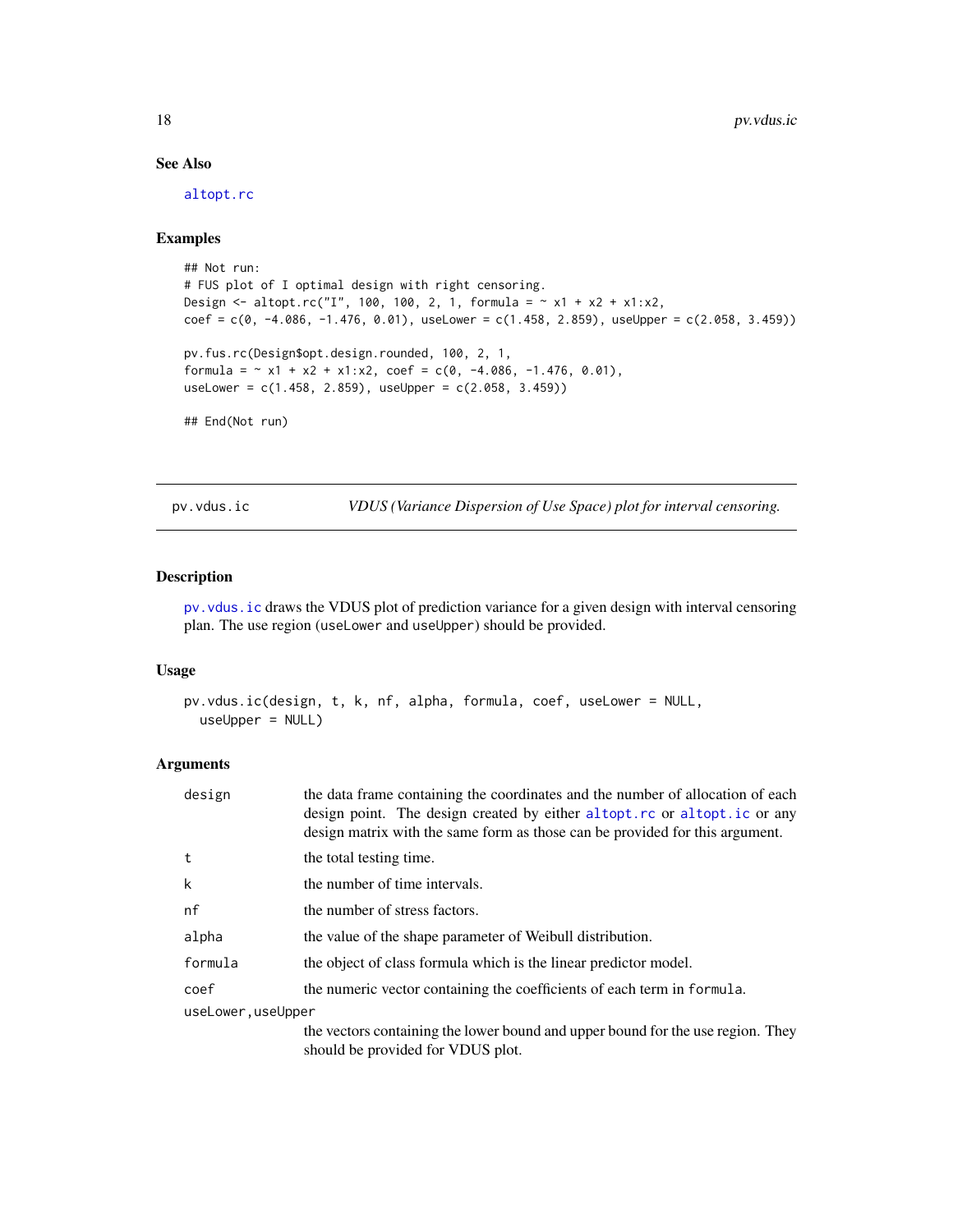### See Also

altopt.rc

### Examples

```
## Not run:
# FUS plot of I optimal design with right censoring.
Design <- altopt.rc("I", 100, 100, 2, 1, formula = ~ x1 + x2 + x1:x2,
coef = c(0, -4.086, -1.476, 0.01), useLower = c(1.458, 2.859), useUpper = c(2.058, 3.459))

pv.fus.rc(Design$opt.design.rounded, 100, 2, 1,
formula = ~ x1 + x2 + x1:x2, coef = c(0, -4.086, -1.476, 0.01),
useLower = c(1.458, 2.859), useUpper = c(2.058, 3.459))

## End(Not run)
```

---

## pv.vdus.ic — *VDUS (Variance Dispersion of Use Space) plot for interval censoring.*

### Description

pv.vdus.ic draws the VDUS plot of prediction variance for a given design with interval censoring plan. The use region (useLower and useUpper) should be provided.

### Usage

```
pv.vdus.ic(design, t, k, nf, alpha, formula, coef, useLower = NULL,
  useUpper = NULL)
```

### Arguments

| Argument | Description |
|---|---|
| design | the data frame containing the coordinates and the number of allocation of each design point. The design created by either altopt.rc or altopt.ic or any design matrix with the same form as those can be provided for this argument. |
| t | the total testing time. |
| k | the number of time intervals. |
| nf | the number of stress factors. |
| alpha | the value of the shape parameter of Weibull distribution. |
| formula | the object of class formula which is the linear predictor model. |
| coef | the numeric vector containing the coefficients of each term in formula. |
| useLower,useUpper | the vectors containing the lower bound and upper bound for the use region. They should be provided for VDUS plot. |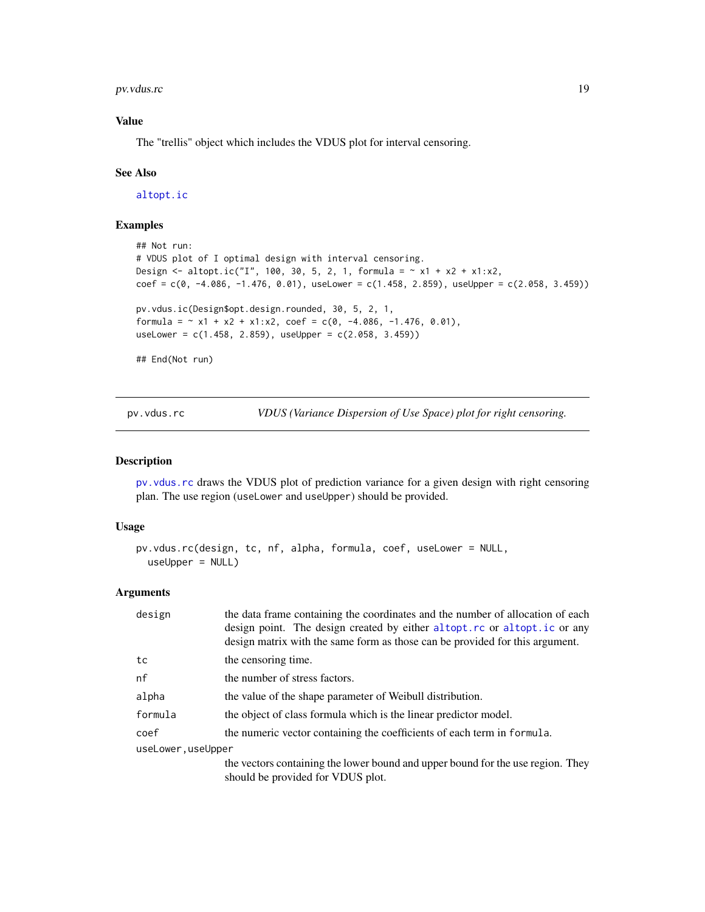### Value

The "trellis" object which includes the VDUS plot for interval censoring.

### See Also

altopt.ic

### Examples

```
## Not run:
# VDUS plot of I optimal design with interval censoring.
Design <- altopt.ic("I", 100, 30, 5, 2, 1, formula = ~ x1 + x2 + x1:x2,
coef = c(0, -4.086, -1.476, 0.01), useLower = c(1.458, 2.859), useUpper = c(2.058, 3.459))

pv.vdus.ic(Design$opt.design.rounded, 30, 5, 2, 1,
formula = ~ x1 + x2 + x1:x2, coef = c(0, -4.086, -1.476, 0.01),
useLower = c(1.458, 2.859), useUpper = c(2.058, 3.459))

## End(Not run)
```

---

## pv.vdus.rc — *VDUS (Variance Dispersion of Use Space) plot for right censoring.*

### Description

pv.vdus.rc draws the VDUS plot of prediction variance for a given design with right censoring plan. The use region (useLower and useUpper) should be provided.

### Usage

```
pv.vdus.rc(design, tc, nf, alpha, formula, coef, useLower = NULL,
  useUpper = NULL)
```

### Arguments

| | |
|---|---|
| design | the data frame containing the coordinates and the number of allocation of each design point. The design created by either altopt.rc or altopt.ic or any design matrix with the same form as those can be provided for this argument. |
| tc | the censoring time. |
| nf | the number of stress factors. |
| alpha | the value of the shape parameter of Weibull distribution. |
| formula | the object of class formula which is the linear predictor model. |
| coef | the numeric vector containing the coefficients of each term in formula. |
| useLower, useUpper | the vectors containing the lower bound and upper bound for the use region. They should be provided for VDUS plot. |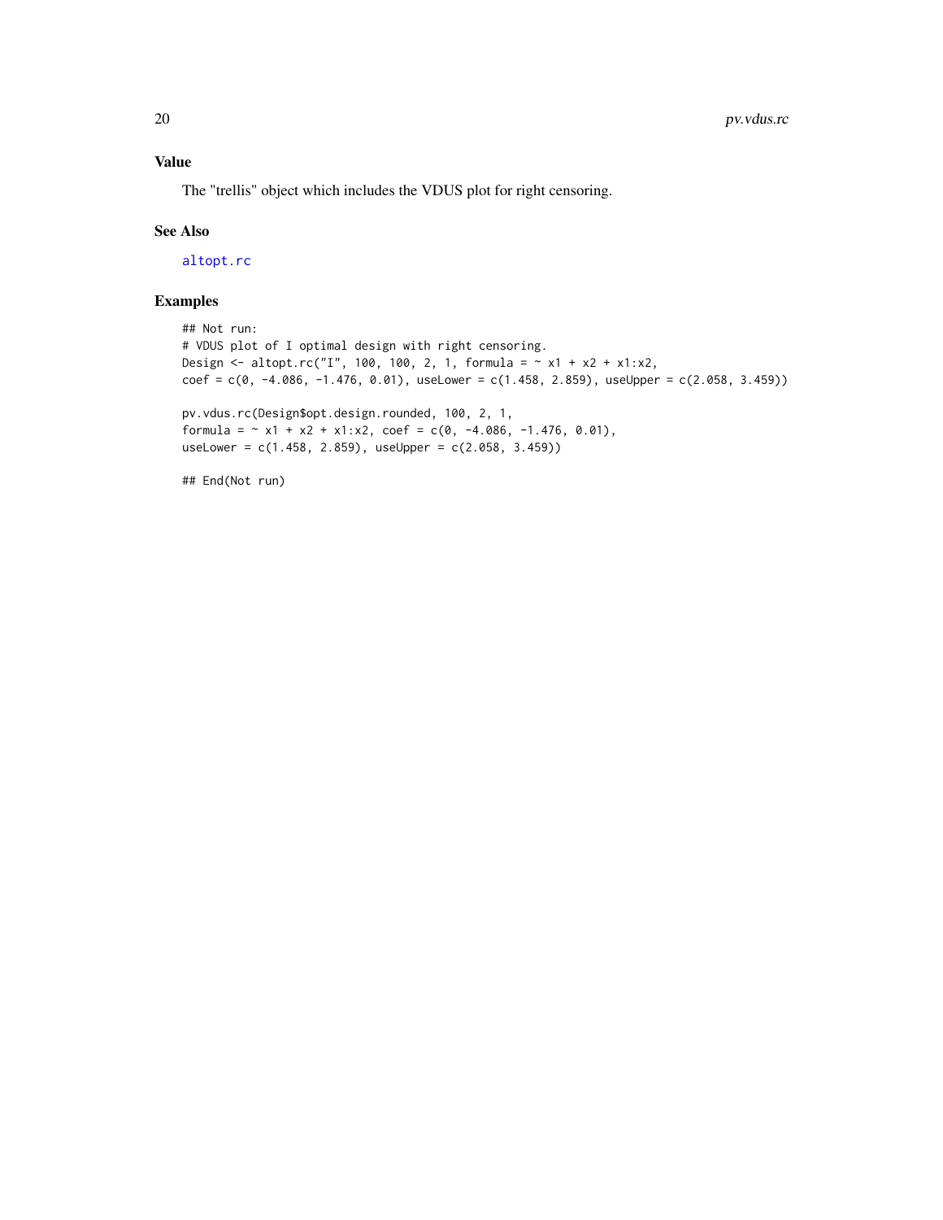## Value

The "trellis" object which includes the VDUS plot for right censoring.

## See Also

altopt.rc

## Examples

```
## Not run:
# VDUS plot of I optimal design with right censoring.
Design <- altopt.rc("I", 100, 100, 2, 1, formula = ~ x1 + x2 + x1:x2,
coef = c(0, -4.086, -1.476, 0.01), useLower = c(1.458, 2.859), useUpper = c(2.058, 3.459))

pv.vdus.rc(Design$opt.design.rounded, 100, 2, 1,
formula = ~ x1 + x2 + x1:x2, coef = c(0, -4.086, -1.476, 0.01),
useLower = c(1.458, 2.859), useUpper = c(2.058, 3.459))

## End(Not run)
```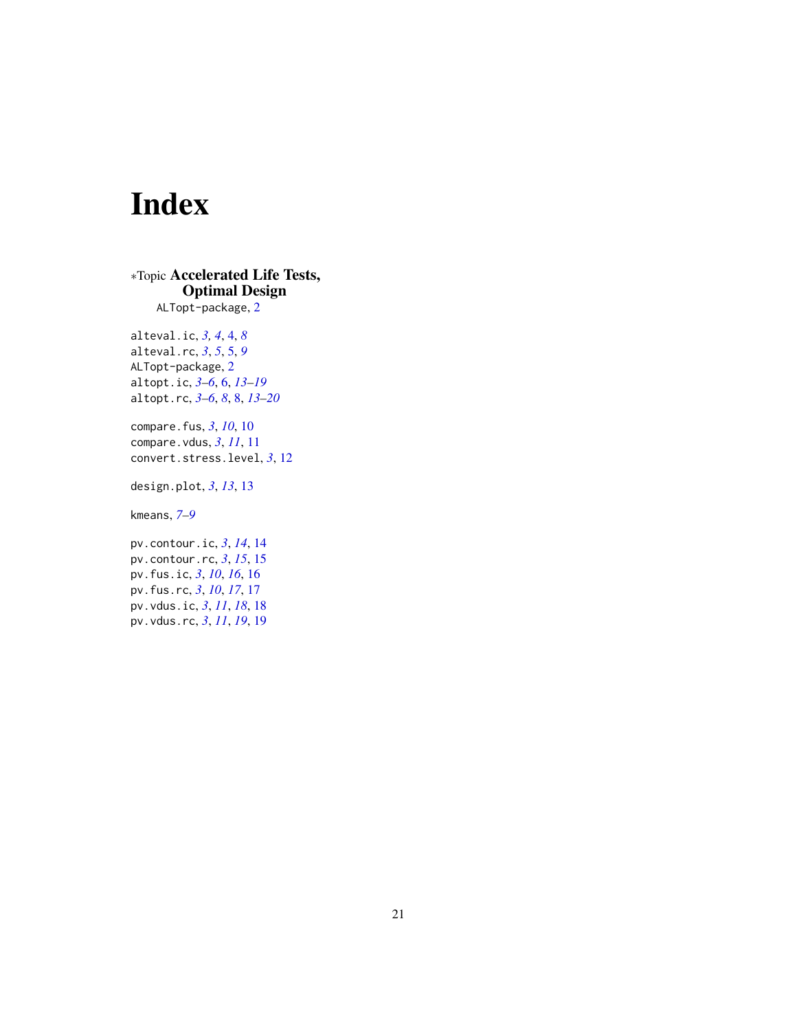# Index

*Topic **Accelerated Life Tests, Optimal Design**
  ALTopt-package, 2

alteval.ic, *3, 4*, 4, *8*
alteval.rc, *3*, *5*, 5, *9*
ALTopt-package, 2
altopt.ic, *3–6*, 6, *13–19*
altopt.rc, *3–6*, *8*, 8, *13–20*

compare.fus, *3*, *10*, 10
compare.vdus, *3*, *11*, 11
convert.stress.level, *3*, 12

design.plot, *3*, *13*, 13

kmeans, *7–9*

pv.contour.ic, *3*, *14*, 14
pv.contour.rc, *3*, *15*, 15
pv.fus.ic, *3*, *10*, *16*, 16
pv.fus.rc, *3*, *10*, *17*, 17
pv.vdus.ic, *3*, *11*, *18*, 18
pv.vdus.rc, *3*, *11*, *19*, 19